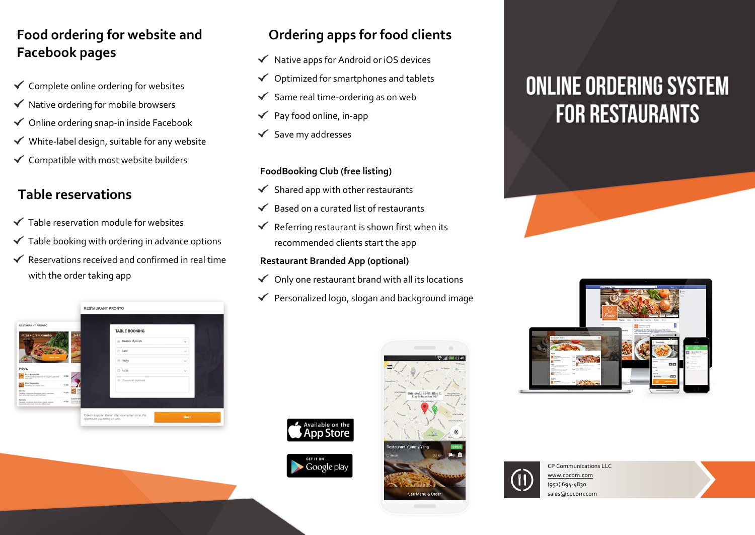# ONLINE ORDERING SYSTEM FOR RESTAURANTS

## Food ordering for website and Facebook pages

- ✓ Complete online ordering for websites
- ✓ Native ordering for mobile browsers
- ✓ Online ordering snap-in inside Facebook
- ✓ White-label design, suitable for any website
- ✓ Compatible with most website builders

## Table reservations

- ✓ Table reservation module for websites
- ✓ Table booking with ordering in advance options
- ✓ Reservations received and confirmed in real time with the order taking app

## Ordering apps for food clients

- ✓ Native apps for Android or iOS devices
- ✓ Optimized for smartphones and tablets
- ✓ Same real time-ordering as on web
- ✓ Pay food online, in-app
- ✓ Save my addresses

**FoodBooking Club (free listing)**

- ✓ Shared app with other restaurants
- ✓ Based on a curated list of restaurants
- ✓ Referring restaurant is shown first when its recommended clients start the app

**Restaurant Branded App (optional)**

- ✓ Only one restaurant brand with all its locations
- ✓ Personalized logo, slogan and background image

Available on the App Store

GET IT ON Google play

CP Communications LLC
www.cpcom.com
(951) 694-4830
sales@cpcom.com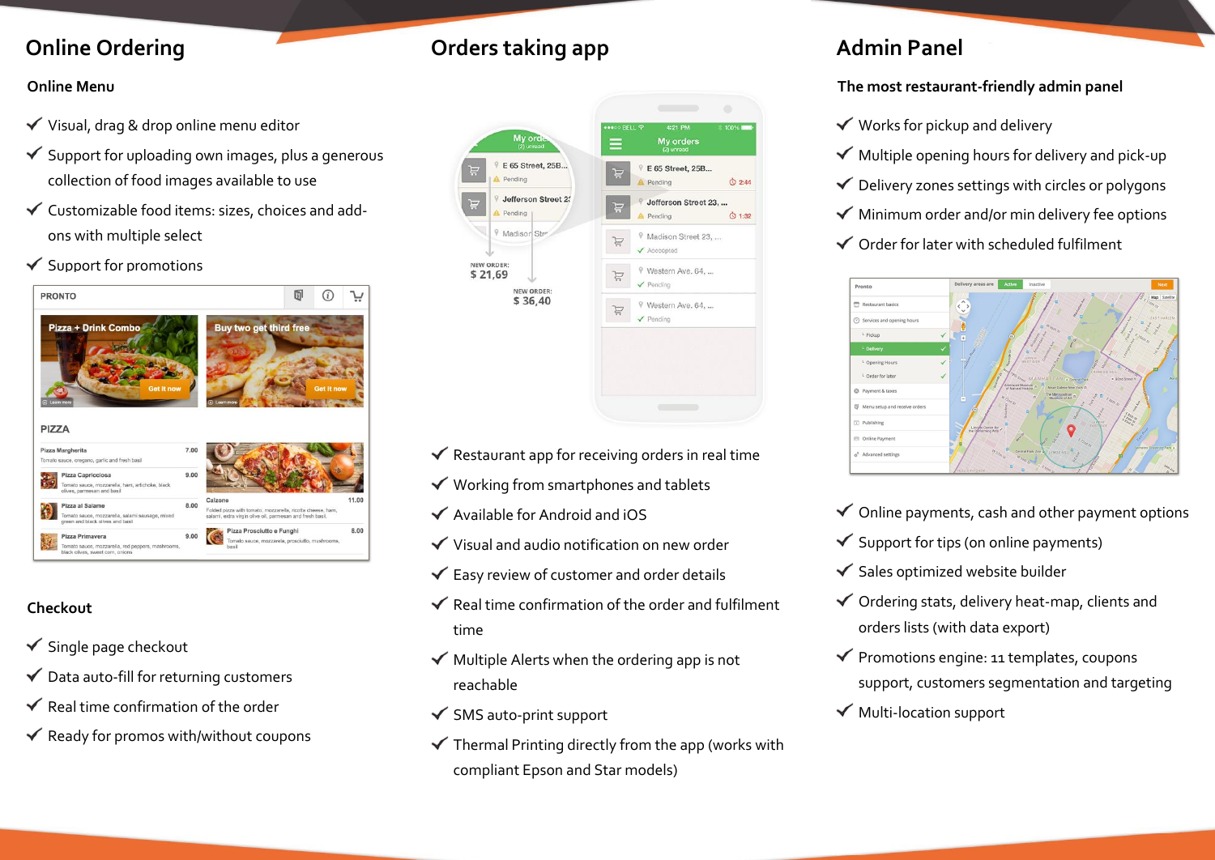## Online Ordering

### Online Menu

- ✓ Visual, drag & drop online menu editor
- ✓ Support for uploading own images, plus a generous collection of food images available to use
- ✓ Customizable food items: sizes, choices and add-ons with multiple select
- ✓ Support for promotions

### Checkout

- ✓ Single page checkout
- ✓ Data auto-fill for returning customers
- ✓ Real time confirmation of the order
- ✓ Ready for promos with/without coupons

## Orders taking app

- ✓ Restaurant app for receiving orders in real time
- ✓ Working from smartphones and tablets
- ✓ Available for Android and iOS
- ✓ Visual and audio notification on new order
- ✓ Easy review of customer and order details
- ✓ Real time confirmation of the order and fulfilment time
- ✓ Multiple Alerts when the ordering app is not reachable
- ✓ SMS auto-print support
- ✓ Thermal Printing directly from the app (works with compliant Epson and Star models)

## Admin Panel

### The most restaurant-friendly admin panel

- ✓ Works for pickup and delivery
- ✓ Multiple opening hours for delivery and pick-up
- ✓ Delivery zones settings with circles or polygons
- ✓ Minimum order and/or min delivery fee options
- ✓ Order for later with scheduled fulfilment
- ✓ Online payments, cash and other payment options
- ✓ Support for tips (on online payments)
- ✓ Sales optimized website builder
- ✓ Ordering stats, delivery heat-map, clients and orders lists (with data export)
- ✓ Promotions engine: 11 templates, coupons support, customers segmentation and targeting
- ✓ Multi-location support